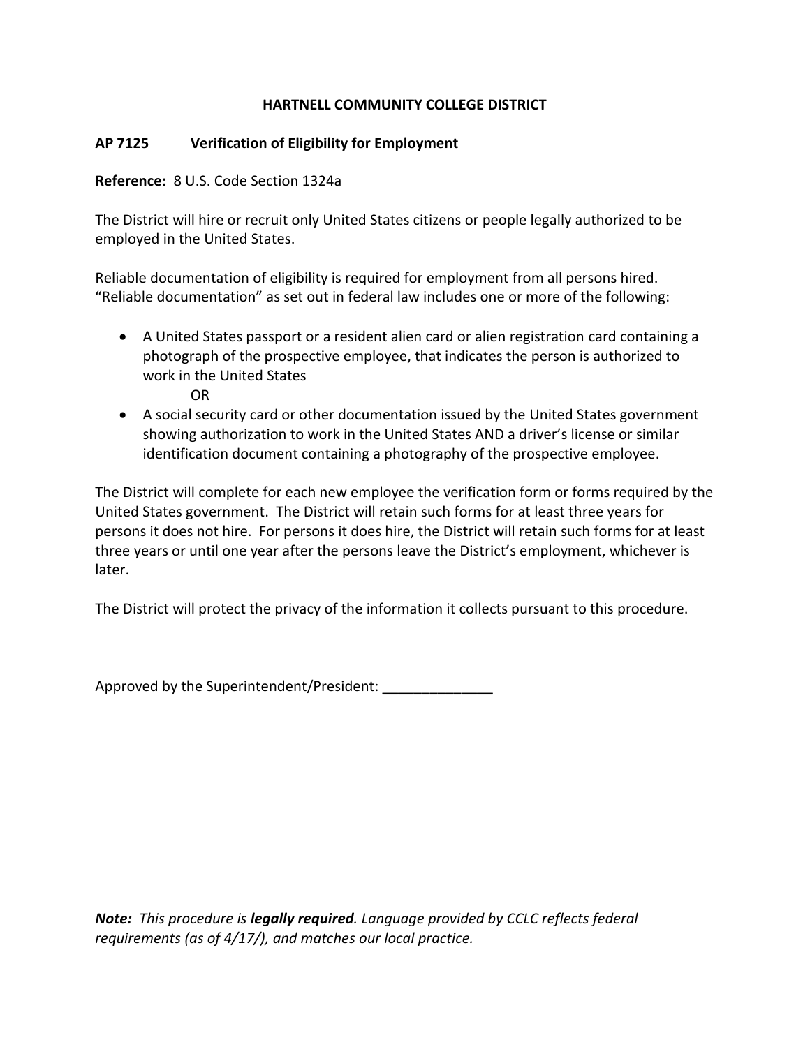# HARTNELL COMMUNITY COLLEGE DISTRICT

## AP 7125 Verification of Eligibility for Employment

**Reference:** 8 U.S. Code Section 1324a

The District will hire or recruit only United States citizens or people legally authorized to be employed in the United States.

Reliable documentation of eligibility is required for employment from all persons hired. "Reliable documentation" as set out in federal law includes one or more of the following:

- A United States passport or a resident alien card or alien registration card containing a photograph of the prospective employee, that indicates the person is authorized to work in the United States
  
  OR
- A social security card or other documentation issued by the United States government showing authorization to work in the United States AND a driver's license or similar identification document containing a photography of the prospective employee.

The District will complete for each new employee the verification form or forms required by the United States government. The District will retain such forms for at least three years for persons it does not hire. For persons it does hire, the District will retain such forms for at least three years or until one year after the persons leave the District's employment, whichever is later.

The District will protect the privacy of the information it collects pursuant to this procedure.

Approved by the Superintendent/President: ______________

***Note:** This procedure is **legally required**. Language provided by CCLC reflects federal requirements (as of 4/17/), and matches our local practice.*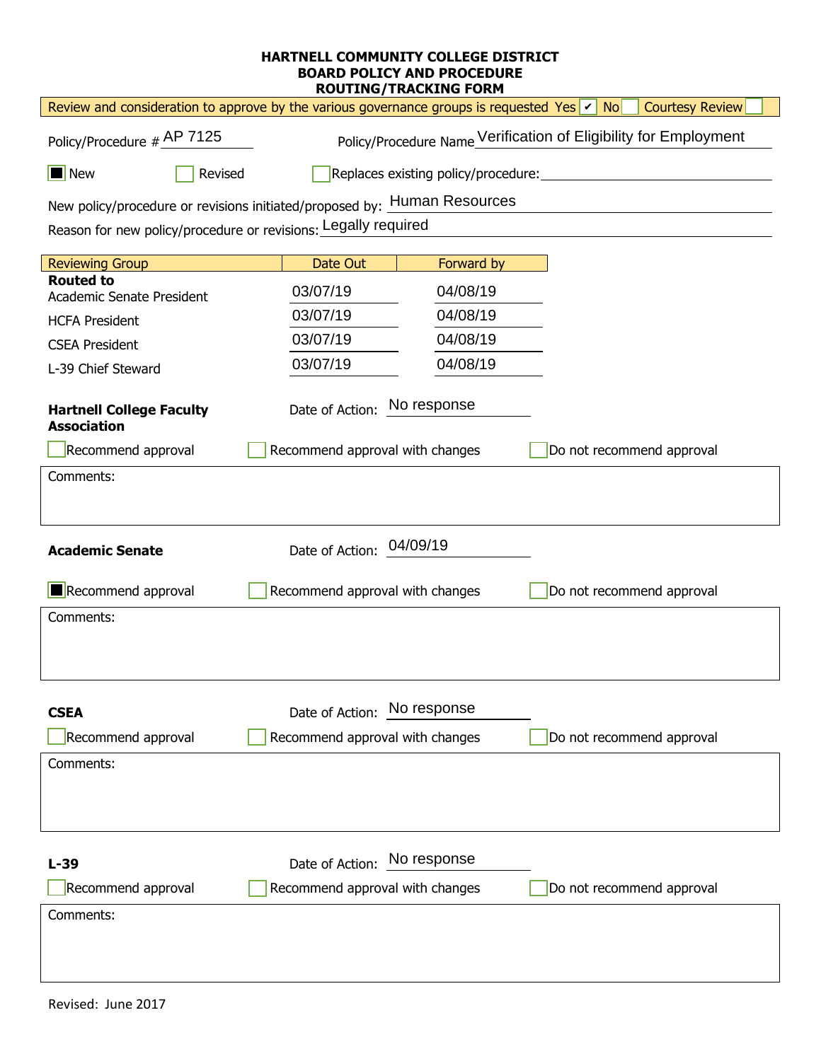**HARTNELL COMMUNITY COLLEGE DISTRICT**
**BOARD POLICY AND PROCEDURE**
**ROUTING/TRACKING FORM**

Review and consideration to approve by the various governance groups is requested Yes ☑ No ☐ Courtesy Review ☐

Policy/Procedure # AP 7125 Policy/Procedure Name Verification of Eligibility for Employment

☒ New ☐ Revised ☐ Replaces existing policy/procedure:

New policy/procedure or revisions initiated/proposed by: Human Resources

Reason for new policy/procedure or revisions: Legally required

| Reviewing Group | Date Out | Forward by |
|---|---|---|
| **Routed to** | | |
| Academic Senate President | 03/07/19 | 04/08/19 |
| HCFA President | 03/07/19 | 04/08/19 |
| CSEA President | 03/07/19 | 04/08/19 |
| L-39 Chief Steward | 03/07/19 | 04/08/19 |

**Hartnell College Faculty Association** Date of Action: No response

☐ Recommend approval ☐ Recommend approval with changes ☐ Do not recommend approval

Comments:

**Academic Senate** Date of Action: 04/09/19

☒ Recommend approval ☐ Recommend approval with changes ☐ Do not recommend approval

Comments:

**CSEA** Date of Action: No response

☐ Recommend approval ☐ Recommend approval with changes ☐ Do not recommend approval

Comments:

**L-39** Date of Action: No response

☐ Recommend approval ☐ Recommend approval with changes ☐ Do not recommend approval

Comments:

Revised: June 2017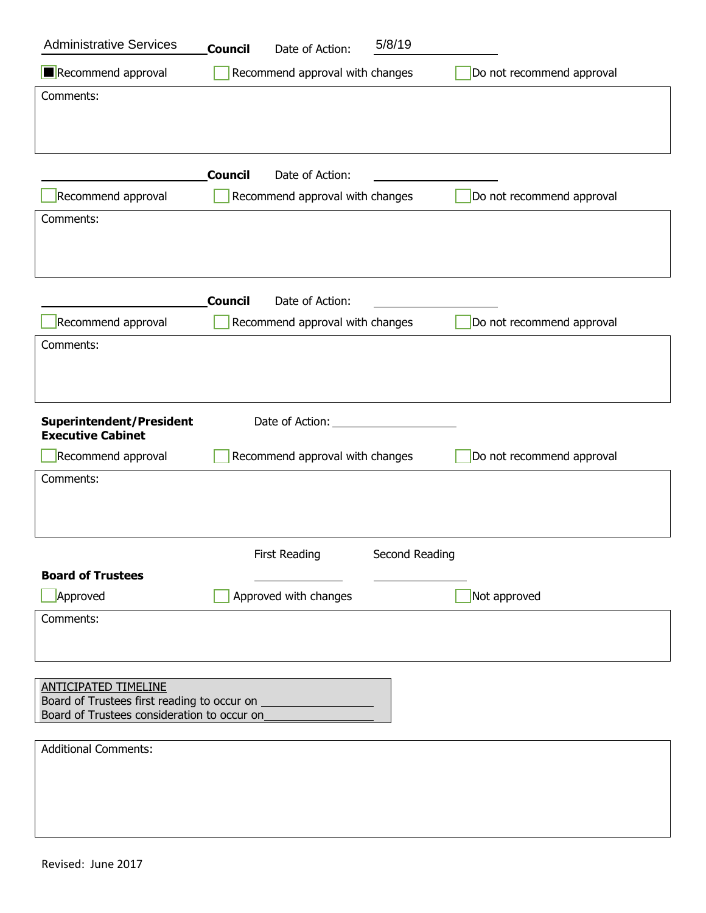Administrative Services **Council** Date of Action: 5/8/19

- [x] Recommend approval
- [ ] Recommend approval with changes
- [ ] Do not recommend approval

Comments:

______________________ **Council** Date of Action: ______________

- [ ] Recommend approval
- [ ] Recommend approval with changes
- [ ] Do not recommend approval

Comments:

______________________ **Council** Date of Action: ______________

- [ ] Recommend approval
- [ ] Recommend approval with changes
- [ ] Do not recommend approval

Comments:

**Superintendent/President Executive Cabinet** Date of Action: ______________

- [ ] Recommend approval
- [ ] Recommend approval with changes
- [ ] Do not recommend approval

Comments:

**Board of Trustees** First Reading ____________ Second Reading ____________

- [ ] Approved
- [ ] Approved with changes
- [ ] Not approved

Comments:

ANTICIPATED TIMELINE
Board of Trustees first reading to occur on ______________
Board of Trustees consideration to occur on______________

Additional Comments:

Revised: June 2017